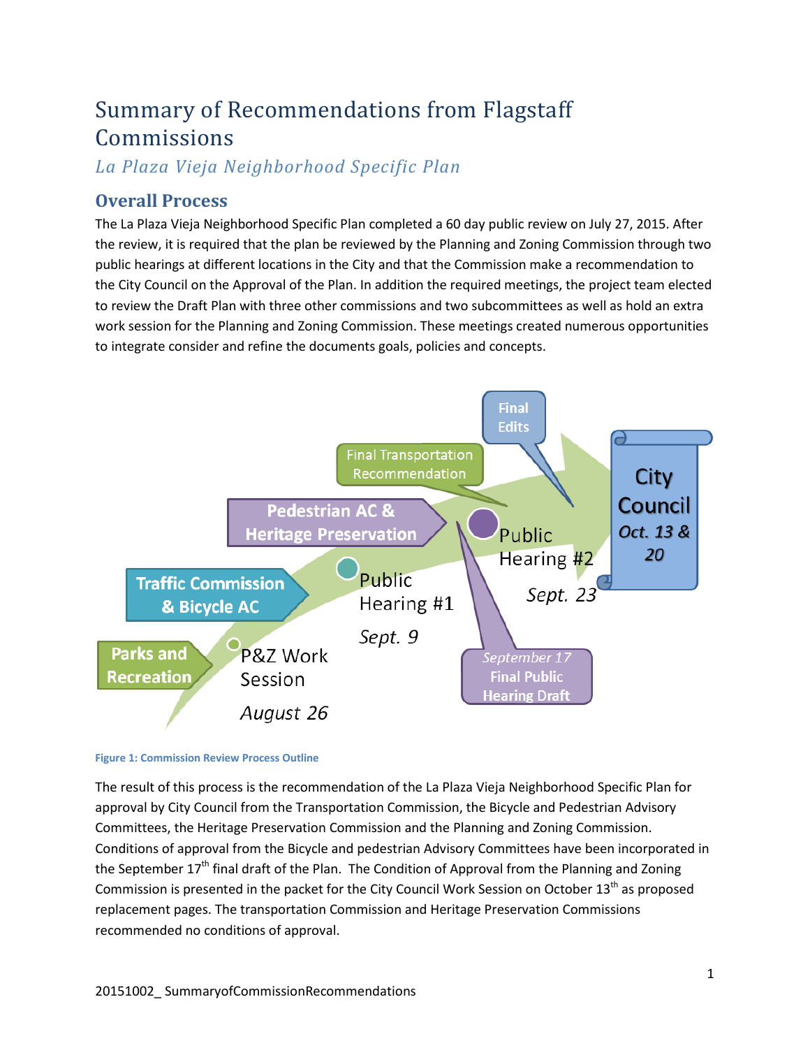# Summary of Recommendations from Flagstaff Commissions

*La Plaza Vieja Neighborhood Specific Plan*

## Overall Process

The La Plaza Vieja Neighborhood Specific Plan completed a 60 day public review on July 27, 2015. After the review, it is required that the plan be reviewed by the Planning and Zoning Commission through two public hearings at different locations in the City and that the Commission make a recommendation to the City Council on the Approval of the Plan. In addition the required meetings, the project team elected to review the Draft Plan with three other commissions and two subcommittees as well as hold an extra work session for the Planning and Zoning Commission. These meetings created numerous opportunities to integrate consider and refine the documents goals, policies and concepts.

Parks and Recreation

Traffic Commission & Bicycle AC

Pedestrian AC & Heritage Preservation

Final Transportation Recommendation

Final Edits

P&Z Work Session *August 26*

Public Hearing #1 *Sept. 9*

Public Hearing #2 *Sept. 23*

*September 17* Final Public Hearing Draft

City Council *Oct. 13 & 20*

**Figure 1: Commission Review Process Outline**

The result of this process is the recommendation of the La Plaza Vieja Neighborhood Specific Plan for approval by City Council from the Transportation Commission, the Bicycle and Pedestrian Advisory Committees, the Heritage Preservation Commission and the Planning and Zoning Commission. Conditions of approval from the Bicycle and pedestrian Advisory Committees have been incorporated in the September 17th final draft of the Plan. The Condition of Approval from the Planning and Zoning Commission is presented in the packet for the City Council Work Session on October 13th as proposed replacement pages. The transportation Commission and Heritage Preservation Commissions recommended no conditions of approval.

20151002_ SummaryofCommissionRecommendations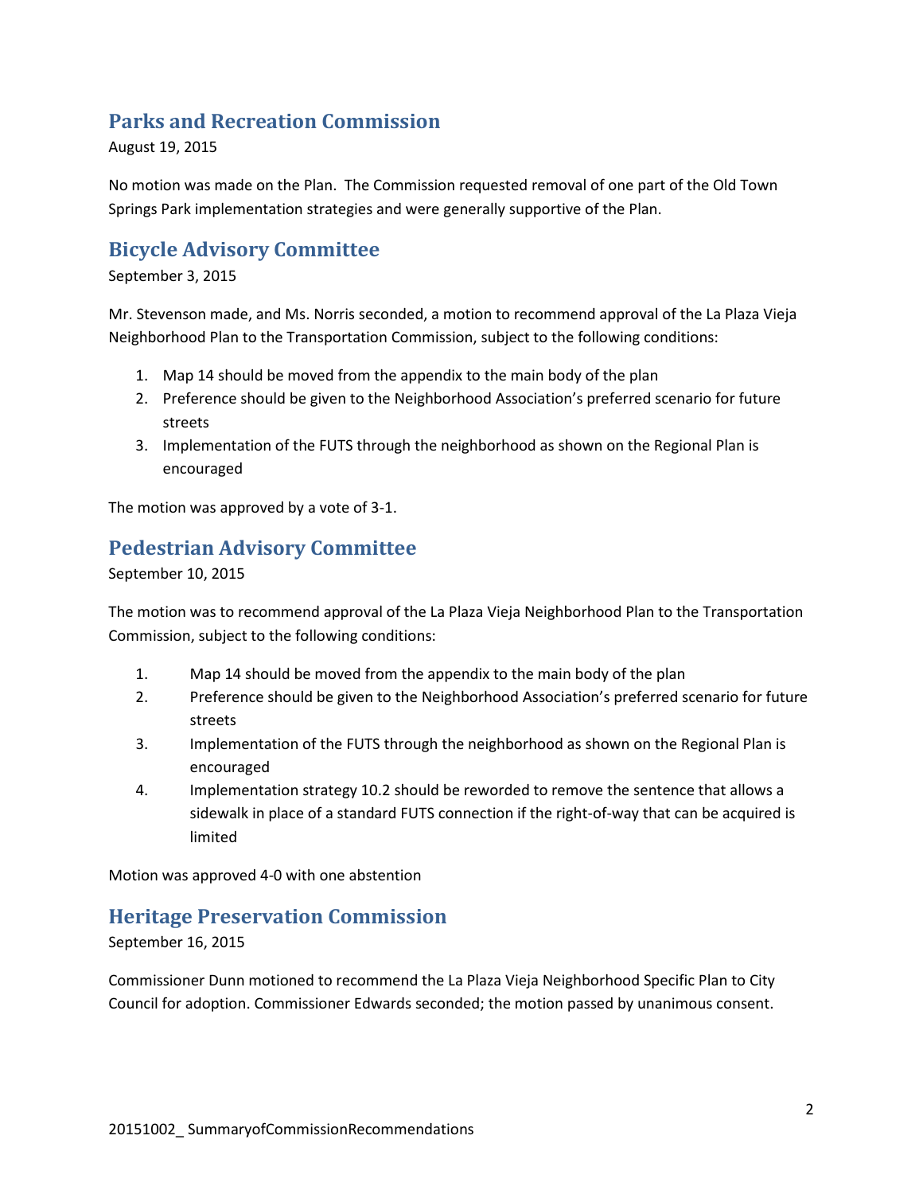## Parks and Recreation Commission

August 19, 2015

No motion was made on the Plan. The Commission requested removal of one part of the Old Town Springs Park implementation strategies and were generally supportive of the Plan.

## Bicycle Advisory Committee

September 3, 2015

Mr. Stevenson made, and Ms. Norris seconded, a motion to recommend approval of the La Plaza Vieja Neighborhood Plan to the Transportation Commission, subject to the following conditions:

1. Map 14 should be moved from the appendix to the main body of the plan
2. Preference should be given to the Neighborhood Association's preferred scenario for future streets
3. Implementation of the FUTS through the neighborhood as shown on the Regional Plan is encouraged

The motion was approved by a vote of 3-1.

## Pedestrian Advisory Committee

September 10, 2015

The motion was to recommend approval of the La Plaza Vieja Neighborhood Plan to the Transportation Commission, subject to the following conditions:

1. Map 14 should be moved from the appendix to the main body of the plan
2. Preference should be given to the Neighborhood Association's preferred scenario for future streets
3. Implementation of the FUTS through the neighborhood as shown on the Regional Plan is encouraged
4. Implementation strategy 10.2 should be reworded to remove the sentence that allows a sidewalk in place of a standard FUTS connection if the right-of-way that can be acquired is limited

Motion was approved 4-0 with one abstention

## Heritage Preservation Commission

September 16, 2015

Commissioner Dunn motioned to recommend the La Plaza Vieja Neighborhood Specific Plan to City Council for adoption. Commissioner Edwards seconded; the motion passed by unanimous consent.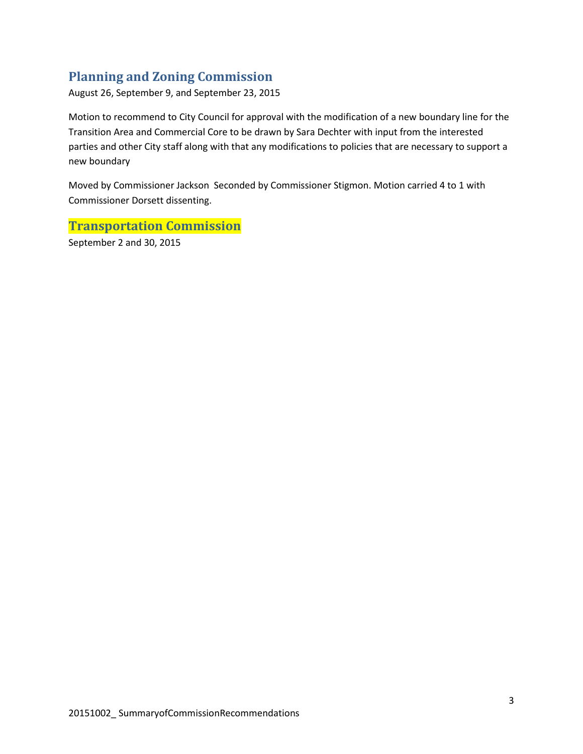## Planning and Zoning Commission

August 26, September 9, and September 23, 2015

Motion to recommend to City Council for approval with the modification of a new boundary line for the Transition Area and Commercial Core to be drawn by Sara Dechter with input from the interested parties and other City staff along with that any modifications to policies that are necessary to support a new boundary

Moved by Commissioner Jackson Seconded by Commissioner Stigmon. Motion carried 4 to 1 with Commissioner Dorsett dissenting.

## Transportation Commission

September 2 and 30, 2015